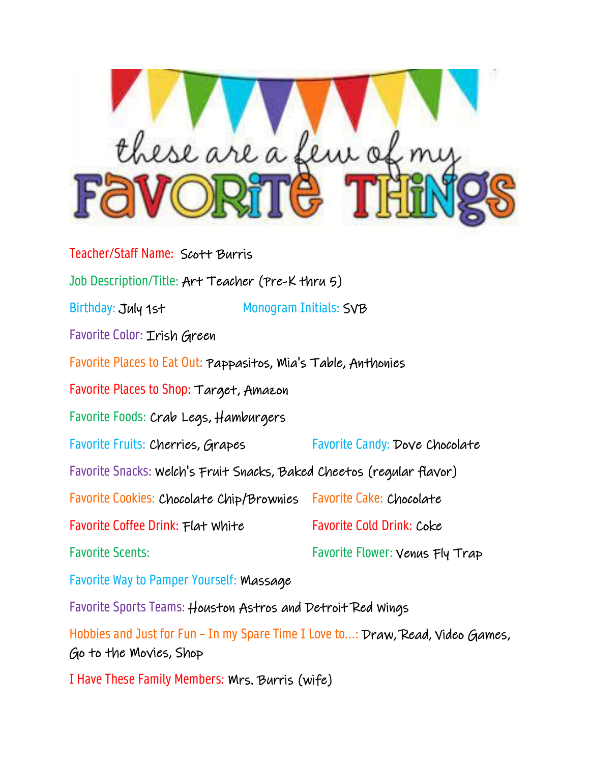# these are a few of my FAVORITE THINGS

Teacher/Staff Name: Scott Burris

Job Description/Title: Art Teacher (Pre-K thru 5)

Birthday: July 1st

Monogram Initials: SVB

Favorite Color: Irish Green

Favorite Places to Eat Out: Pappasitos, Mia's Table, Anthonies

Favorite Places to Shop: Target, Amazon

Favorite Foods: Crab Legs, Hamburgers

Favorite Fruits: Cherries, Grapes

Favorite Candy: Dove Chocolate

Favorite Snacks: Welch's Fruit Snacks, Baked Cheetos (regular flavor)

Favorite Cookies: Chocolate Chip/Brownies

Favorite Cake: Chocolate

Favorite Coffee Drink: Flat White

Favorite Cold Drink: Coke

Favorite Scents:

Favorite Flower: Venus Fly Trap

Favorite Way to Pamper Yourself: Massage

Favorite Sports Teams: Houston Astros and Detroit Red Wings

Hobbies and Just for Fun – In my Spare Time I Love to...: Draw, Read, Video Games, Go to the Movies, Shop

I Have These Family Members: Mrs. Burris (wife)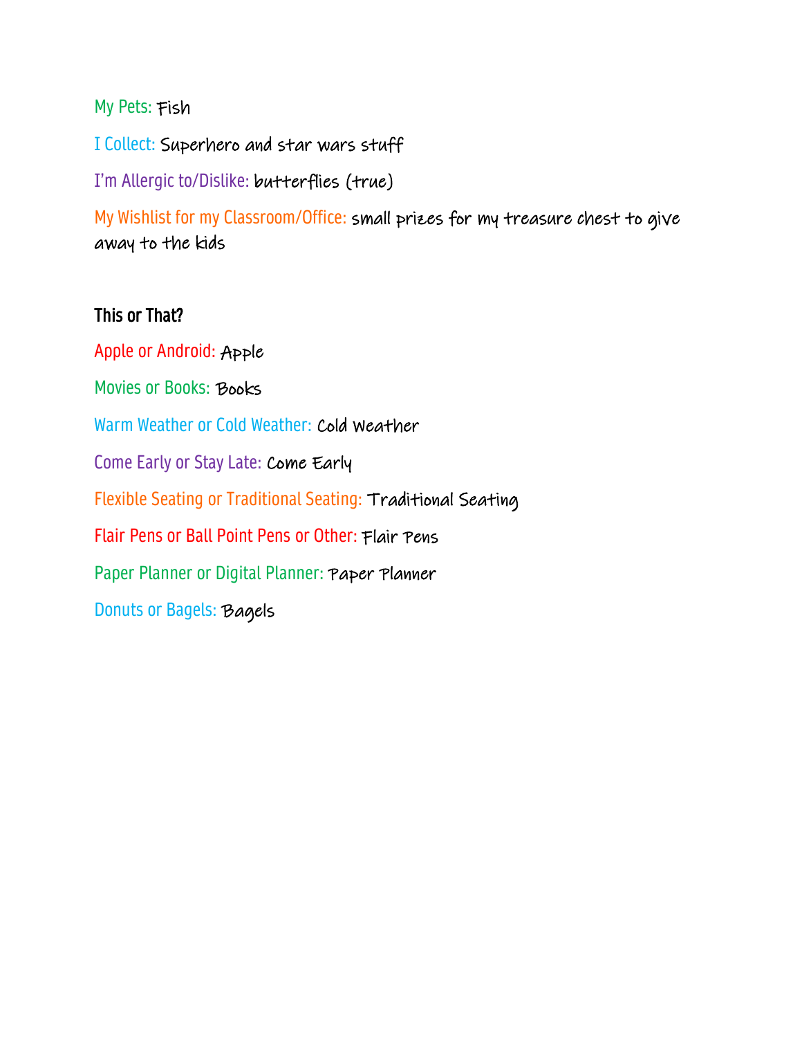My Pets: Fish

I Collect: Superhero and star wars stuff

I'm Allergic to/Dislike: butterflies (true)

My Wishlist for my Classroom/Office: small prizes for my treasure chest to give away to the kids

**This or That?**

Apple or Android: Apple

Movies or Books: Books

Warm Weather or Cold Weather: Cold Weather

Come Early or Stay Late: Come Early

Flexible Seating or Traditional Seating: Traditional Seating

Flair Pens or Ball Point Pens or Other: Flair Pens

Paper Planner or Digital Planner: Paper Planner

Donuts or Bagels: Bagels